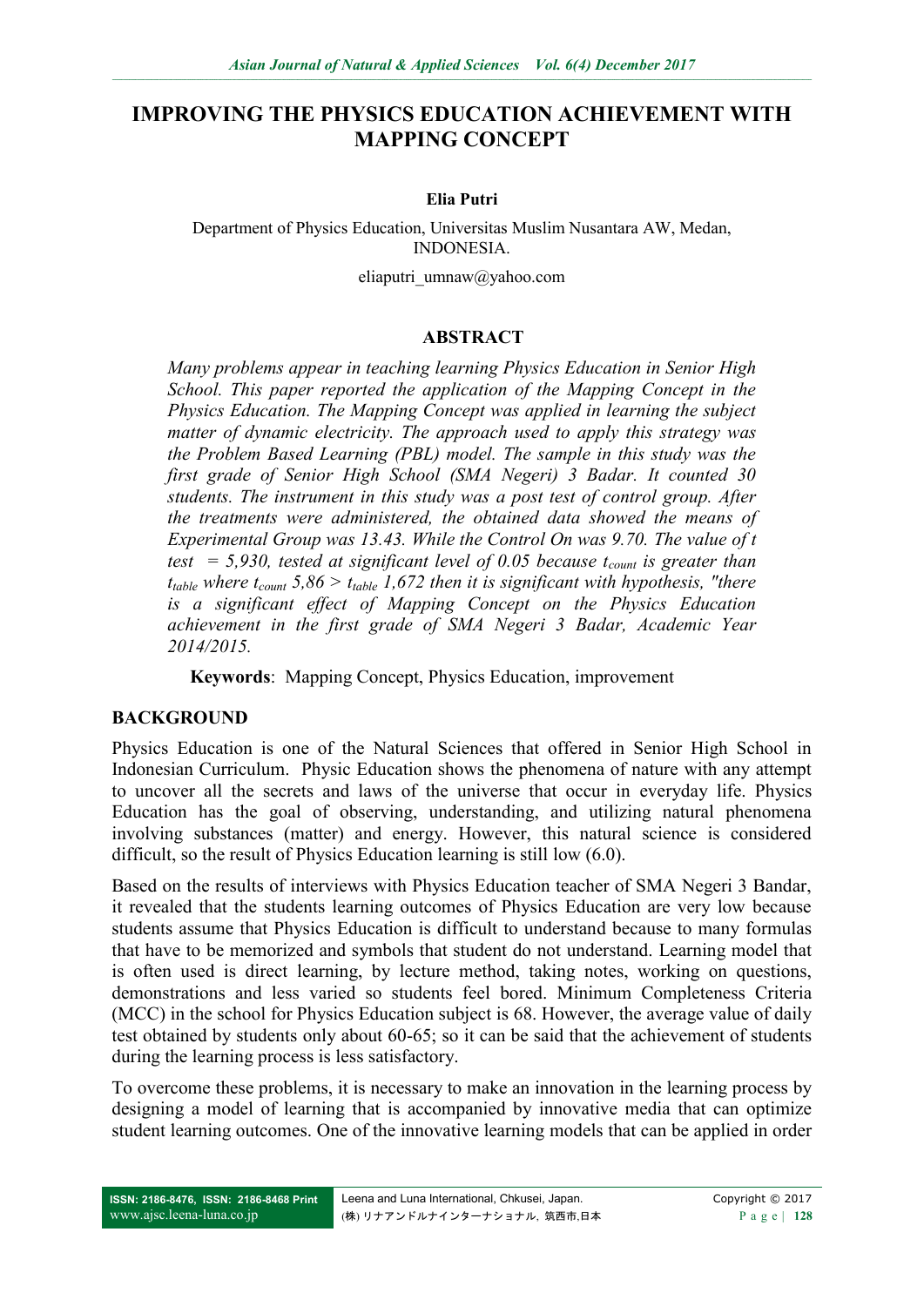# IMPROVING THE PHYSICS EDUCATION ACHIEVEMENT WITH MAPPING CONCEPT

**Elia Putri**

Department of Physics Education, Universitas Muslim Nusantara AW, Medan, INDONESIA.

eliaputri_umnaw@yahoo.com

## ABSTRACT

*Many problems appear in teaching learning Physics Education in Senior High School. This paper reported the application of the Mapping Concept in the Physics Education. The Mapping Concept was applied in learning the subject matter of dynamic electricity. The approach used to apply this strategy was the Problem Based Learning (PBL) model. The sample in this study was the first grade of Senior High School (SMA Negeri) 3 Badar. It counted 30 students. The instrument in this study was a post test of control group. After the treatments were administered, the obtained data showed the means of Experimental Group was 13.43. While the Control On was 9.70. The value of t test = 5,930, tested at significant level of 0.05 because $t_{count}$ is greater than $t_{table}$ where $t_{count}$ 5,86 > $t_{table}$ 1,672 then it is significant with hypothesis, "there is a significant effect of Mapping Concept on the Physics Education achievement in the first grade of SMA Negeri 3 Badar, Academic Year 2014/2015.*

**Keywords**: Mapping Concept, Physics Education, improvement

## BACKGROUND

Physics Education is one of the Natural Sciences that offered in Senior High School in Indonesian Curriculum. Physic Education shows the phenomena of nature with any attempt to uncover all the secrets and laws of the universe that occur in everyday life. Physics Education has the goal of observing, understanding, and utilizing natural phenomena involving substances (matter) and energy. However, this natural science is considered difficult, so the result of Physics Education learning is still low (6.0).

Based on the results of interviews with Physics Education teacher of SMA Negeri 3 Bandar, it revealed that the students learning outcomes of Physics Education are very low because students assume that Physics Education is difficult to understand because to many formulas that have to be memorized and symbols that student do not understand. Learning model that is often used is direct learning, by lecture method, taking notes, working on questions, demonstrations and less varied so students feel bored. Minimum Completeness Criteria (MCC) in the school for Physics Education subject is 68. However, the average value of daily test obtained by students only about 60-65; so it can be said that the achievement of students during the learning process is less satisfactory.

To overcome these problems, it is necessary to make an innovation in the learning process by designing a model of learning that is accompanied by innovative media that can optimize student learning outcomes. One of the innovative learning models that can be applied in order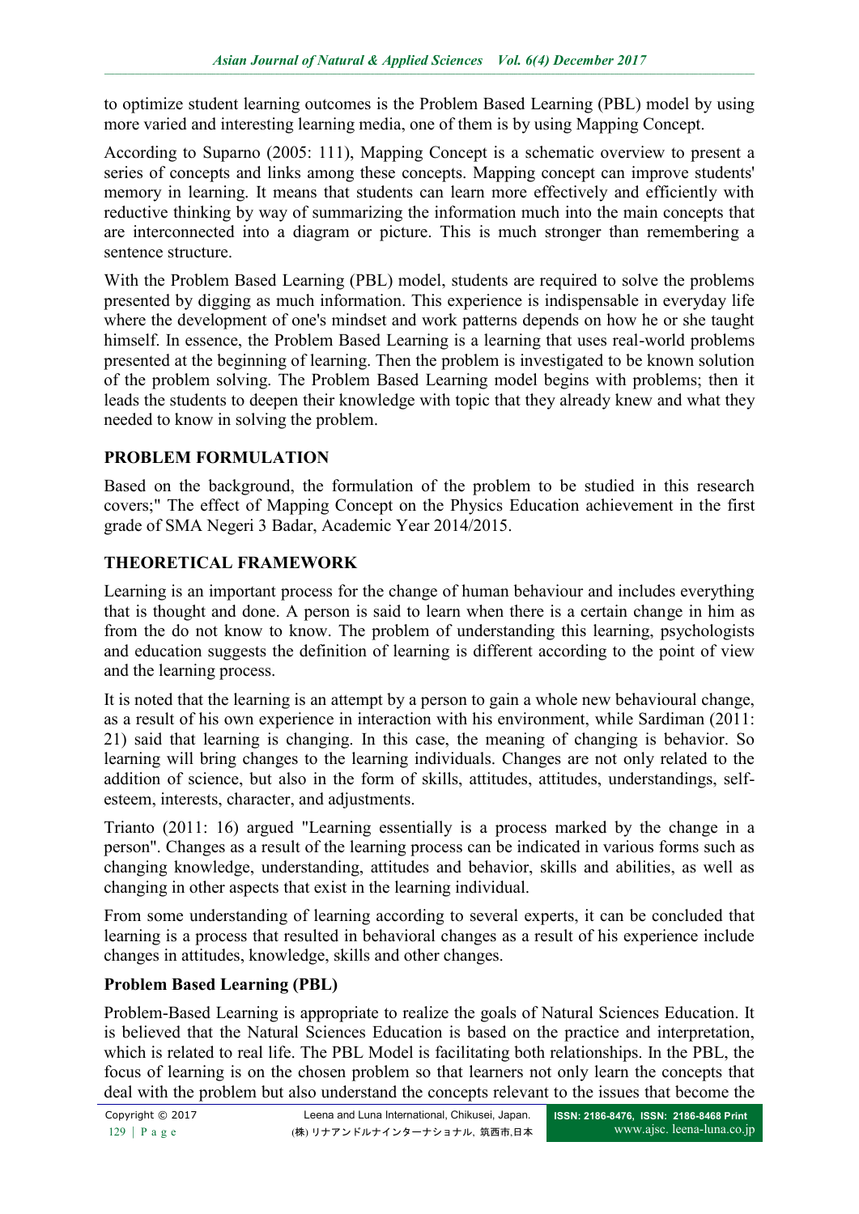to optimize student learning outcomes is the Problem Based Learning (PBL) model by using more varied and interesting learning media, one of them is by using Mapping Concept.

According to Suparno (2005: 111), Mapping Concept is a schematic overview to present a series of concepts and links among these concepts. Mapping concept can improve students' memory in learning. It means that students can learn more effectively and efficiently with reductive thinking by way of summarizing the information much into the main concepts that are interconnected into a diagram or picture. This is much stronger than remembering a sentence structure.

With the Problem Based Learning (PBL) model, students are required to solve the problems presented by digging as much information. This experience is indispensable in everyday life where the development of one's mindset and work patterns depends on how he or she taught himself. In essence, the Problem Based Learning is a learning that uses real-world problems presented at the beginning of learning. Then the problem is investigated to be known solution of the problem solving. The Problem Based Learning model begins with problems; then it leads the students to deepen their knowledge with topic that they already knew and what they needed to know in solving the problem.

## PROBLEM FORMULATION

Based on the background, the formulation of the problem to be studied in this research covers;" The effect of Mapping Concept on the Physics Education achievement in the first grade of SMA Negeri 3 Badar, Academic Year 2014/2015.

## THEORETICAL FRAMEWORK

Learning is an important process for the change of human behaviour and includes everything that is thought and done. A person is said to learn when there is a certain change in him as from the do not know to know. The problem of understanding this learning, psychologists and education suggests the definition of learning is different according to the point of view and the learning process.

It is noted that the learning is an attempt by a person to gain a whole new behavioural change, as a result of his own experience in interaction with his environment, while Sardiman (2011: 21) said that learning is changing. In this case, the meaning of changing is behavior. So learning will bring changes to the learning individuals. Changes are not only related to the addition of science, but also in the form of skills, attitudes, attitudes, understandings, self-esteem, interests, character, and adjustments.

Trianto (2011: 16) argued "Learning essentially is a process marked by the change in a person". Changes as a result of the learning process can be indicated in various forms such as changing knowledge, understanding, attitudes and behavior, skills and abilities, as well as changing in other aspects that exist in the learning individual.

From some understanding of learning according to several experts, it can be concluded that learning is a process that resulted in behavioral changes as a result of his experience include changes in attitudes, knowledge, skills and other changes.

### Problem Based Learning (PBL)

Problem-Based Learning is appropriate to realize the goals of Natural Sciences Education. It is believed that the Natural Sciences Education is based on the practice and interpretation, which is related to real life. The PBL Model is facilitating both relationships. In the PBL, the focus of learning is on the chosen problem so that learners not only learn the concepts that deal with the problem but also understand the concepts relevant to the issues that become the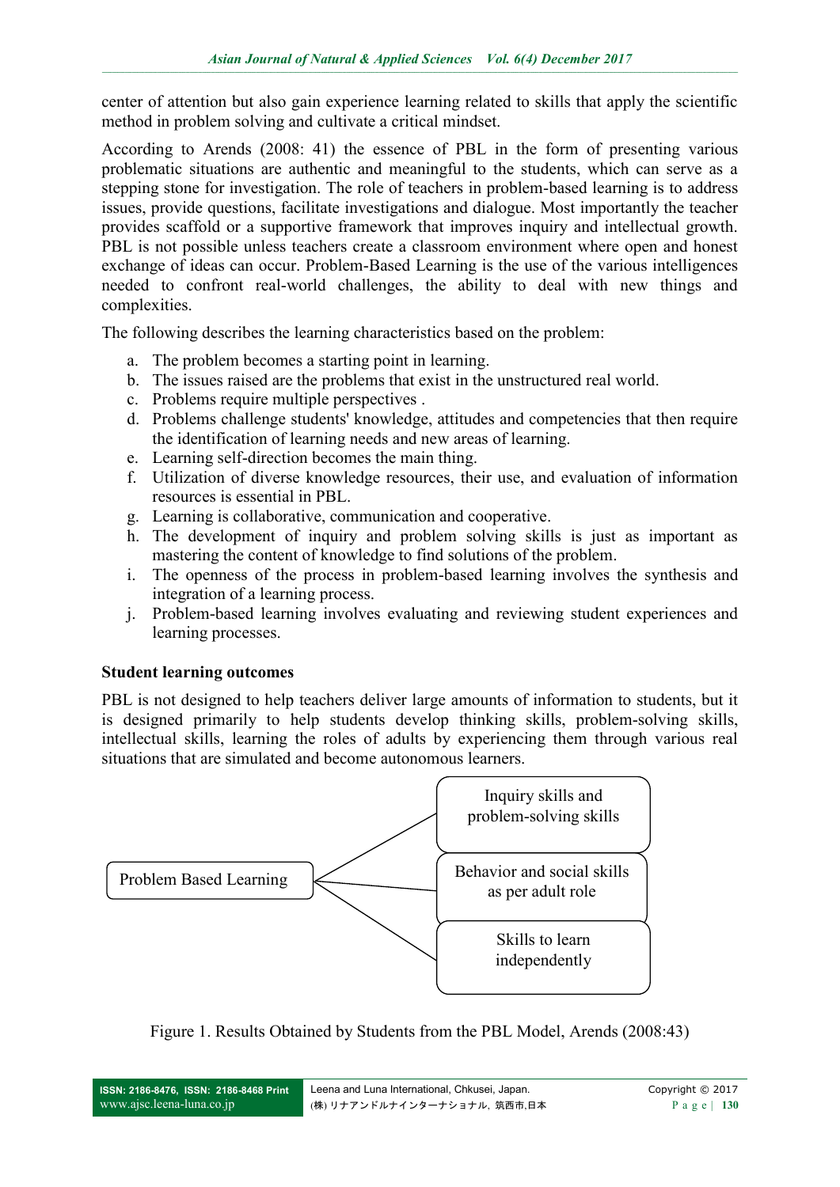center of attention but also gain experience learning related to skills that apply the scientific method in problem solving and cultivate a critical mindset.

According to Arends (2008: 41) the essence of PBL in the form of presenting various problematic situations are authentic and meaningful to the students, which can serve as a stepping stone for investigation. The role of teachers in problem-based learning is to address issues, provide questions, facilitate investigations and dialogue. Most importantly the teacher provides scaffold or a supportive framework that improves inquiry and intellectual growth. PBL is not possible unless teachers create a classroom environment where open and honest exchange of ideas can occur. Problem-Based Learning is the use of the various intelligences needed to confront real-world challenges, the ability to deal with new things and complexities.

The following describes the learning characteristics based on the problem:

a. The problem becomes a starting point in learning.
b. The issues raised are the problems that exist in the unstructured real world.
c. Problems require multiple perspectives .
d. Problems challenge students' knowledge, attitudes and competencies that then require the identification of learning needs and new areas of learning.
e. Learning self-direction becomes the main thing.
f. Utilization of diverse knowledge resources, their use, and evaluation of information resources is essential in PBL.
g. Learning is collaborative, communication and cooperative.
h. The development of inquiry and problem solving skills is just as important as mastering the content of knowledge to find solutions of the problem.
i. The openness of the process in problem-based learning involves the synthesis and integration of a learning process.
j. Problem-based learning involves evaluating and reviewing student experiences and learning processes.

**Student learning outcomes**

PBL is not designed to help teachers deliver large amounts of information to students, but it is designed primarily to help students develop thinking skills, problem-solving skills, intellectual skills, learning the roles of adults by experiencing them through various real situations that are simulated and become autonomous learners.

Problem Based Learning → Inquiry skills and problem-solving skills; Behavior and social skills as per adult role; Skills to learn independently

Figure 1. Results Obtained by Students from the PBL Model, Arends (2008:43)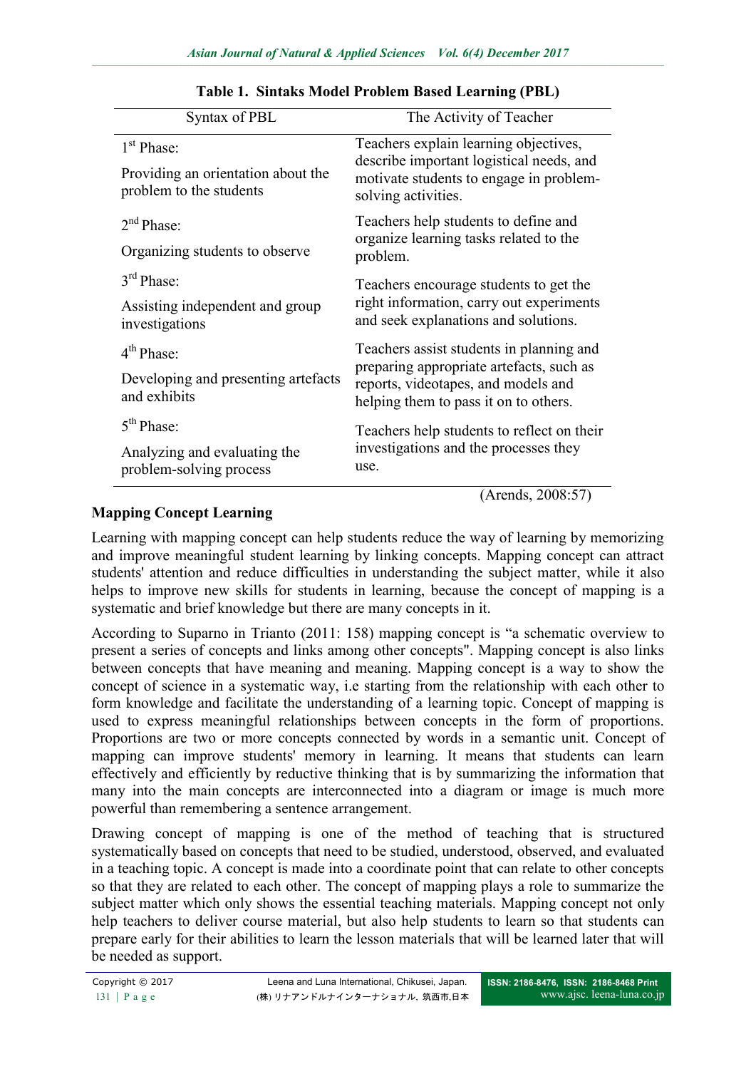**Table 1. Sintaks Model Problem Based Learning (PBL)**

| Syntax of PBL | The Activity of Teacher |
|---|---|
| 1st Phase: Providing an orientation about the problem to the students | Teachers explain learning objectives, describe important logistical needs, and motivate students to engage in problem-solving activities. |
| 2nd Phase: Organizing students to observe | Teachers help students to define and organize learning tasks related to the problem. |
| 3rd Phase: Assisting independent and group investigations | Teachers encourage students to get the right information, carry out experiments and seek explanations and solutions. |
| 4th Phase: Developing and presenting artefacts and exhibits | Teachers assist students in planning and preparing appropriate artefacts, such as reports, videotapes, and models and helping them to pass it on to others. |
| 5th Phase: Analyzing and evaluating the problem-solving process | Teachers help students to reflect on their investigations and the processes they use. |

(Arends, 2008:57)

### Mapping Concept Learning

Learning with mapping concept can help students reduce the way of learning by memorizing and improve meaningful student learning by linking concepts. Mapping concept can attract students' attention and reduce difficulties in understanding the subject matter, while it also helps to improve new skills for students in learning, because the concept of mapping is a systematic and brief knowledge but there are many concepts in it.

According to Suparno in Trianto (2011: 158) mapping concept is "a schematic overview to present a series of concepts and links among other concepts". Mapping concept is also links between concepts that have meaning and meaning. Mapping concept is a way to show the concept of science in a systematic way, i.e starting from the relationship with each other to form knowledge and facilitate the understanding of a learning topic. Concept of mapping is used to express meaningful relationships between concepts in the form of proportions. Proportions are two or more concepts connected by words in a semantic unit. Concept of mapping can improve students' memory in learning. It means that students can learn effectively and efficiently by reductive thinking that is by summarizing the information that many into the main concepts are interconnected into a diagram or image is much more powerful than remembering a sentence arrangement.

Drawing concept of mapping is one of the method of teaching that is structured systematically based on concepts that need to be studied, understood, observed, and evaluated in a teaching topic. A concept is made into a coordinate point that can relate to other concepts so that they are related to each other. The concept of mapping plays a role to summarize the subject matter which only shows the essential teaching materials. Mapping concept not only help teachers to deliver course material, but also help students to learn so that students can prepare early for their abilities to learn the lesson materials that will be learned later that will be needed as support.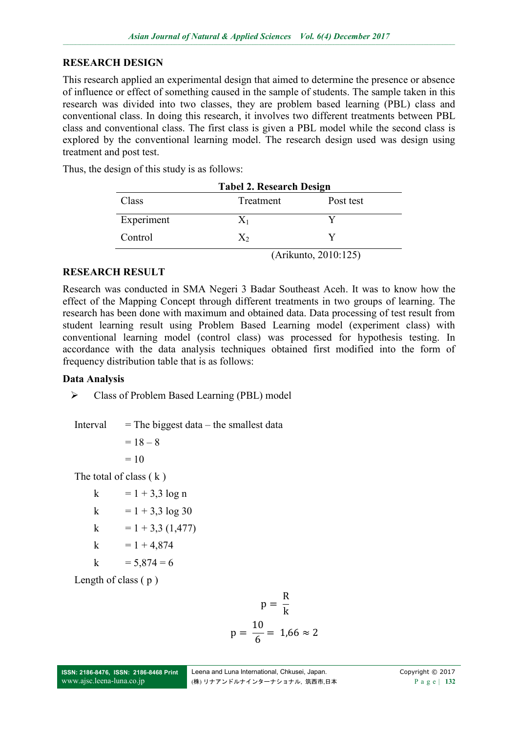## RESEARCH DESIGN

This research applied an experimental design that aimed to determine the presence or absence of influence or effect of something caused in the sample of students. The sample taken in this research was divided into two classes, they are problem based learning (PBL) class and conventional class. In doing this research, it involves two different treatments between PBL class and conventional class. The first class is given a PBL model while the second class is explored by the conventional learning model. The research design used was design using treatment and post test.

Thus, the design of this study is as follows:

**Tabel 2. Research Design**

| Class | Treatment | Post test |
|---|---|---|
| Experiment | $X_1$ | Y |
| Control | $X_2$ | Y |

(Arikunto, 2010:125)

## RESEARCH RESULT

Research was conducted in SMA Negeri 3 Badar Southeast Aceh. It was to know how the effect of the Mapping Concept through different treatments in two groups of learning. The research has been done with maximum and obtained data. Data processing of test result from student learning result using Problem Based Learning model (experiment class) with conventional learning model (control class) was processed for hypothesis testing. In accordance with the data analysis techniques obtained first modified into the form of frequency distribution table that is as follows:

### Data Analysis

- Class of Problem Based Learning (PBL) model

Interval = The biggest data – the smallest data

= 18 – 8

= 10

The total of class ( k )

$$k = 1 + 3{,}3 \log n$$

$$k = 1 + 3{,}3 \log 30$$

$$k = 1 + 3{,}3\ (1{,}477)$$

$$k = 1 + 4{,}874$$

$$k = 5{,}874 = 6$$

Length of class ( p )

$$p = \frac{R}{k}$$

$$p = \frac{10}{6} = 1{,}66 \approx 2$$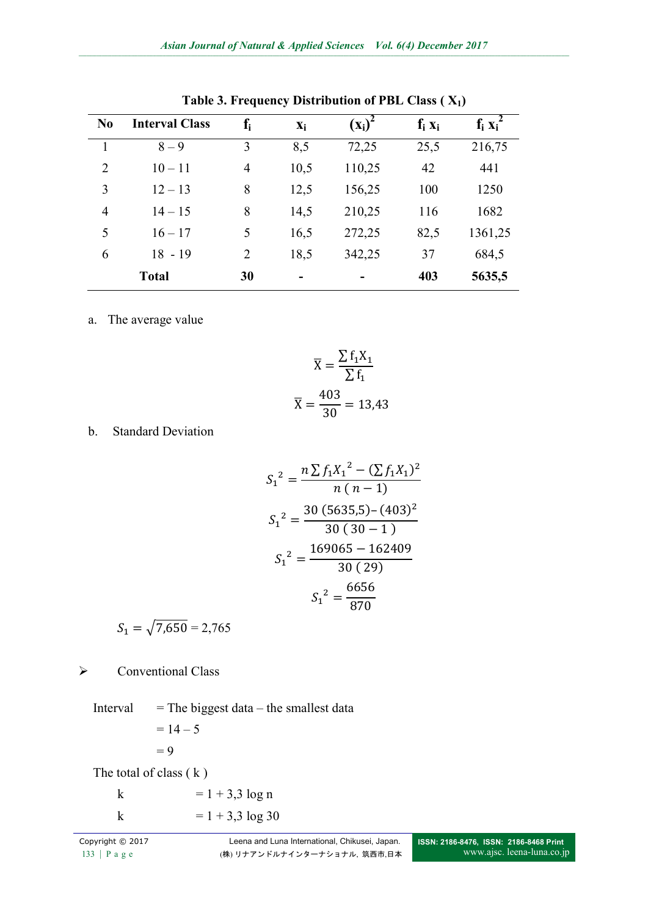**Table 3. Frequency Distribution of PBL Class ( $X_1$)**

| No | Interval Class | $f_i$ | $x_i$ | $(x_i)^2$ | $f_i\ x_i$ | $f_i\ x_i^2$ |
|---|---|---|---|---|---|---|
| 1 | 8 – 9 | 3 | 8,5 | 72,25 | 25,5 | 216,75 |
| 2 | 10 – 11 | 4 | 10,5 | 110,25 | 42 | 441 |
| 3 | 12 – 13 | 8 | 12,5 | 156,25 | 100 | 1250 |
| 4 | 14 – 15 | 8 | 14,5 | 210,25 | 116 | 1682 |
| 5 | 16 – 17 | 5 | 16,5 | 272,25 | 82,5 | 1361,25 |
| 6 | 18 - 19 | 2 | 18,5 | 342,25 | 37 | 684,5 |
| | **Total** | **30** | **-** | **-** | **403** | **5635,5** |

a. The average value

$$\bar{X} = \frac{\sum f_1 X_1}{\sum f_1}$$

$$\bar{X} = \frac{403}{30} = 13{,}43$$

b. Standard Deviation

$$S_1^{\ 2} = \frac{n \sum f_1 X_1^{\ 2} - (\sum f_1 X_1)^2}{n\ (\ n-1)}$$

$$S_1^{\ 2} = \frac{30\ (5635{,}5) - (403)^2}{30\ (\ 30-1\ )}$$

$$S_1^{\ 2} = \frac{169065 - 162409}{30\ (\ 29)}$$

$$S_1^{\ 2} = \frac{6656}{870}$$

$S_1 = \sqrt{7{,}650} = 2{,}765$

- Conventional Class

Interval = The biggest data – the smallest data

= 14 – 5

= 9

The total of class ( k )

k = 1 + 3,3 log n

k = 1 + 3,3 log 30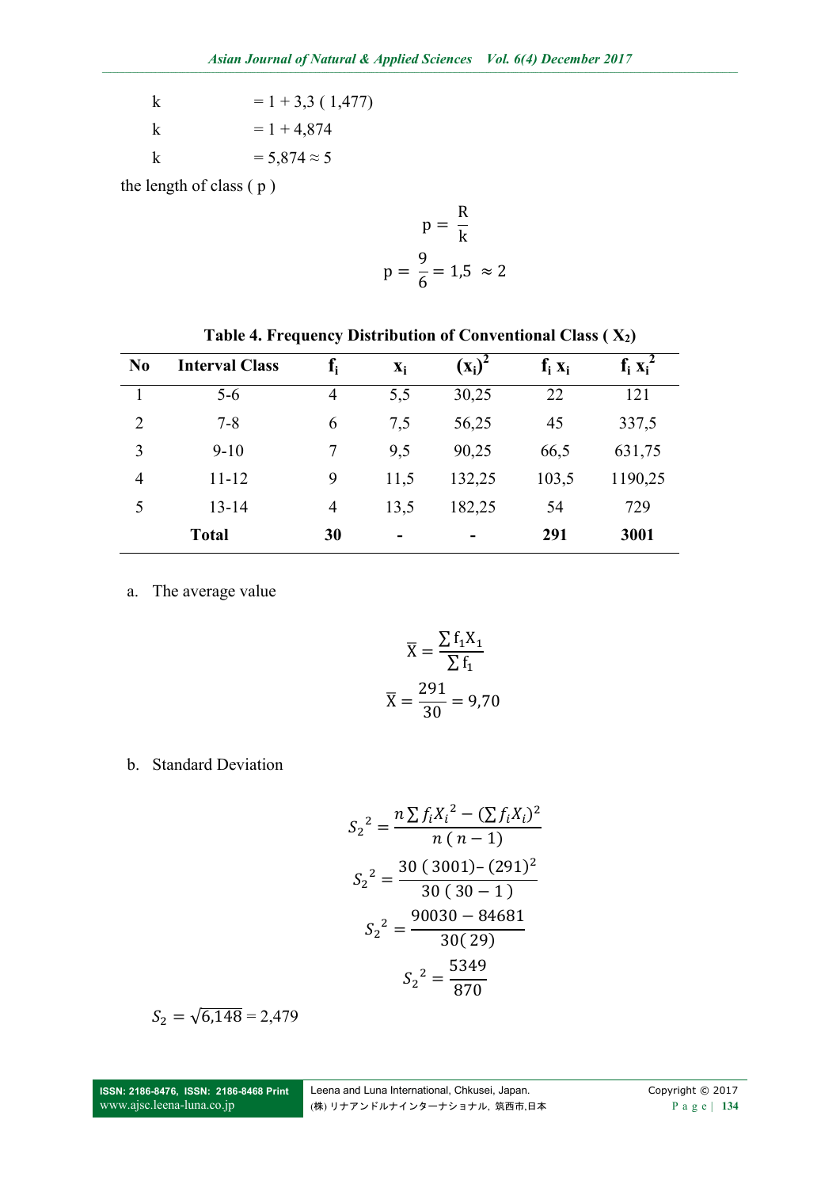k = 1 + 3,3 ( 1,477)

k = 1 + 4,874

k = 5,874 ≈ 5

the length of class ( p )

$$p = \frac{R}{k}$$

$$p = \frac{9}{6} = 1{,}5 \approx 2$$

**Table 4. Frequency Distribution of Conventional Class ( $X_2$)**

| No | Interval Class | $f_i$ | $x_i$ | $(x_i)^2$ | $f_i\ x_i$ | $f_i\ x_i^2$ |
|---|---|---|---|---|---|---|
| 1 | 5-6 | 4 | 5,5 | 30,25 | 22 | 121 |
| 2 | 7-8 | 6 | 7,5 | 56,25 | 45 | 337,5 |
| 3 | 9-10 | 7 | 9,5 | 90,25 | 66,5 | 631,75 |
| 4 | 11-12 | 9 | 11,5 | 132,25 | 103,5 | 1190,25 |
| 5 | 13-14 | 4 | 13,5 | 182,25 | 54 | 729 |
| | **Total** | **30** | **-** | **-** | **291** | **3001** |

a. The average value

$$\bar{X} = \frac{\sum f_1 X_1}{\sum f_1}$$

$$\bar{X} = \frac{291}{30} = 9{,}70$$

b. Standard Deviation

$$S_2{}^2 = \frac{n \sum f_i X_i{}^2 - (\sum f_i X_i)^2}{n\ (\ n-1)}$$

$$S_2{}^2 = \frac{30\ (\ 3001) - (291)^2}{30\ (\ 30-1\ )}$$

$$S_2{}^2 = \frac{90030 - 84681}{30(\ 29)}$$

$$S_2{}^2 = \frac{5349}{870}$$

$S_2 = \sqrt{6{,}148} = 2{,}479$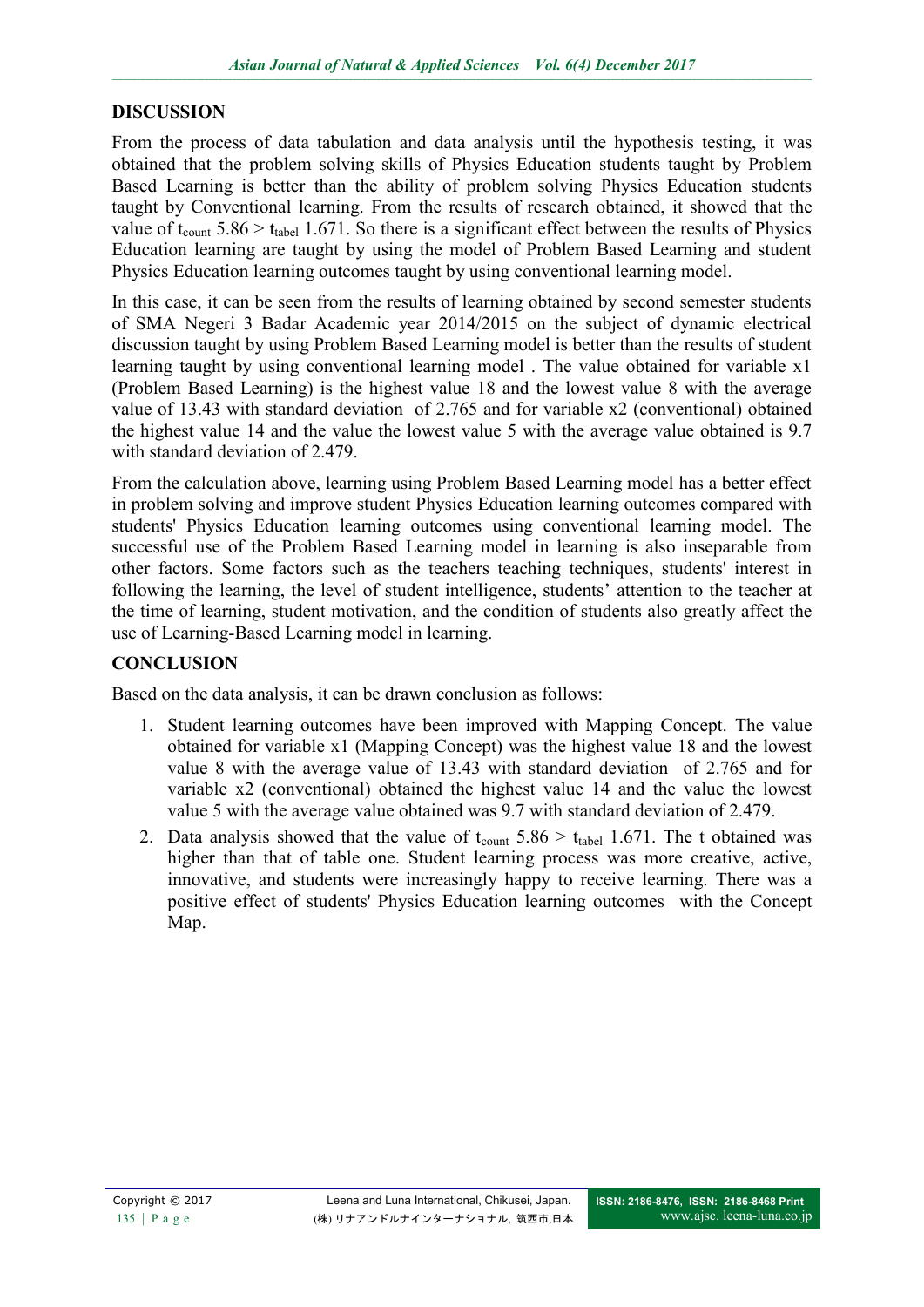## DISCUSSION

From the process of data tabulation and data analysis until the hypothesis testing, it was obtained that the problem solving skills of Physics Education students taught by Problem Based Learning is better than the ability of problem solving Physics Education students taught by Conventional learning. From the results of research obtained, it showed that the value of $t_{count}$ 5.86 > $t_{tabel}$ 1.671. So there is a significant effect between the results of Physics Education learning are taught by using the model of Problem Based Learning and student Physics Education learning outcomes taught by using conventional learning model.

In this case, it can be seen from the results of learning obtained by second semester students of SMA Negeri 3 Badar Academic year 2014/2015 on the subject of dynamic electrical discussion taught by using Problem Based Learning model is better than the results of student learning taught by using conventional learning model . The value obtained for variable x1 (Problem Based Learning) is the highest value 18 and the lowest value 8 with the average value of 13.43 with standard deviation of 2.765 and for variable x2 (conventional) obtained the highest value 14 and the value the lowest value 5 with the average value obtained is 9.7 with standard deviation of 2.479.

From the calculation above, learning using Problem Based Learning model has a better effect in problem solving and improve student Physics Education learning outcomes compared with students' Physics Education learning outcomes using conventional learning model. The successful use of the Problem Based Learning model in learning is also inseparable from other factors. Some factors such as the teachers teaching techniques, students' interest in following the learning, the level of student intelligence, students' attention to the teacher at the time of learning, student motivation, and the condition of students also greatly affect the use of Learning-Based Learning model in learning.

## CONCLUSION

Based on the data analysis, it can be drawn conclusion as follows:

1. Student learning outcomes have been improved with Mapping Concept. The value obtained for variable x1 (Mapping Concept) was the highest value 18 and the lowest value 8 with the average value of 13.43 with standard deviation of 2.765 and for variable x2 (conventional) obtained the highest value 14 and the value the lowest value 5 with the average value obtained was 9.7 with standard deviation of 2.479.
2. Data analysis showed that the value of $t_{count}$ 5.86 > $t_{tabel}$ 1.671. The t obtained was higher than that of table one. Student learning process was more creative, active, innovative, and students were increasingly happy to receive learning. There was a positive effect of students' Physics Education learning outcomes with the Concept Map.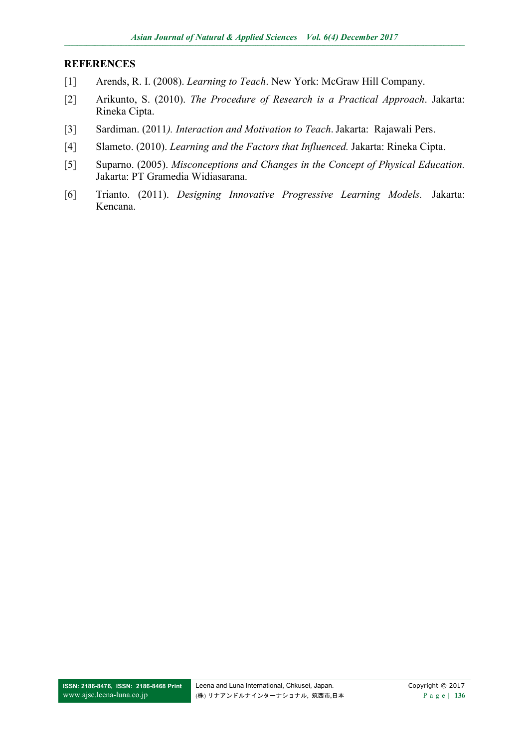## REFERENCES

[1] Arends, R. I. (2008). *Learning to Teach*. New York: McGraw Hill Company.

[2] Arikunto, S. (2010). *The Procedure of Research is a Practical Approach*. Jakarta: Rineka Cipta.

[3] Sardiman. (2011*). Interaction and Motivation to Teach*. Jakarta: Rajawali Pers.

[4] Slameto. (2010). *Learning and the Factors that Influenced.* Jakarta: Rineka Cipta.

[5] Suparno. (2005). *Misconceptions and Changes in the Concept of Physical Education.* Jakarta: PT Gramedia Widiasarana.

[6] Trianto. (2011). *Designing Innovative Progressive Learning Models.* Jakarta: Kencana.